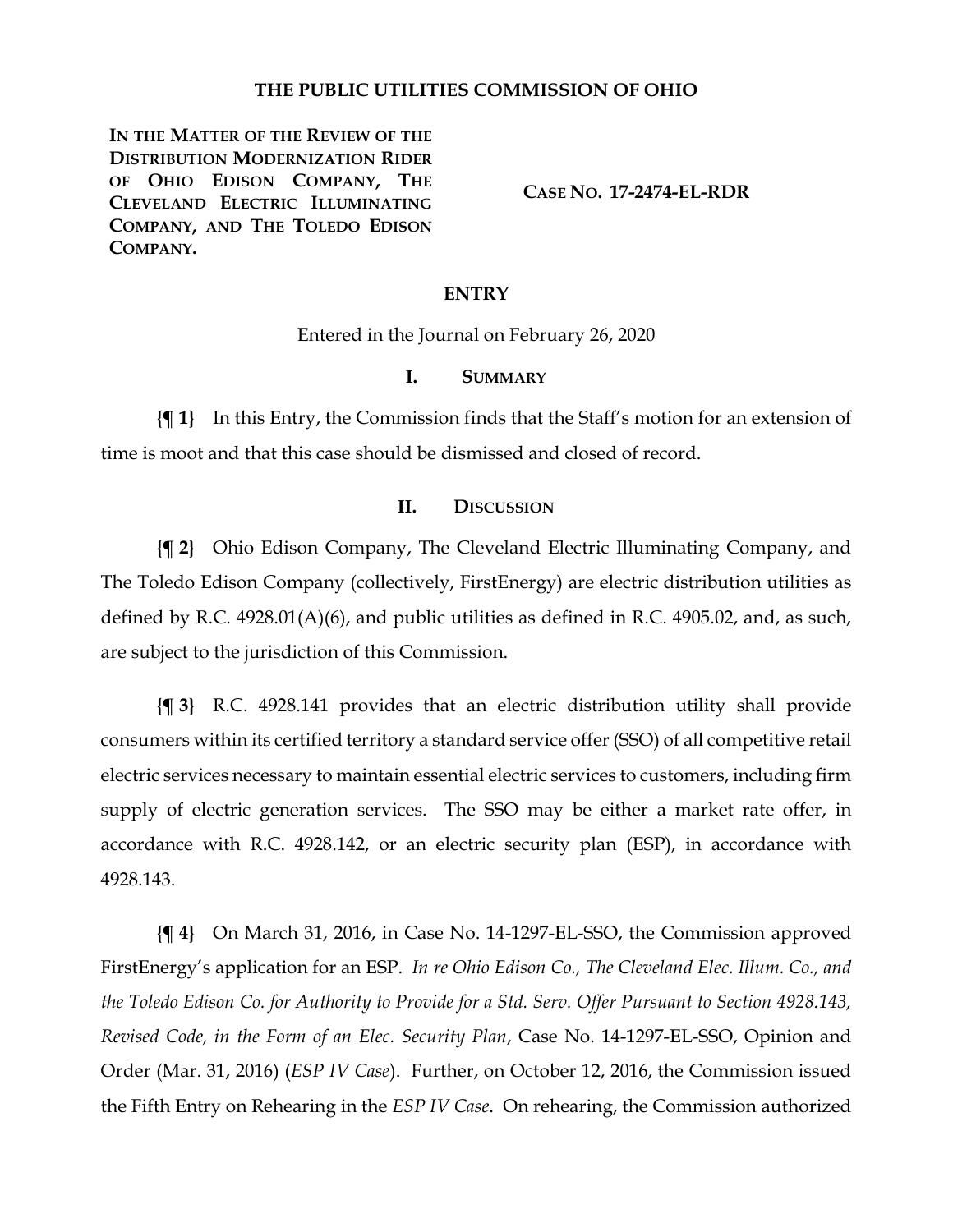# THE PUBLIC UTILITIES COMMISSION OF OHIO

**IN THE MATTER OF THE REVIEW OF THE DISTRIBUTION MODERNIZATION RIDER OF OHIO EDISON COMPANY, THE CLEVELAND ELECTRIC ILLUMINATING COMPANY, AND THE TOLEDO EDISON COMPANY.**

**CASE NO. 17-2474-EL-RDR**

## ENTRY

Entered in the Journal on February 26, 2020

## I. SUMMARY

**{¶ 1}** In this Entry, the Commission finds that the Staff's motion for an extension of time is moot and that this case should be dismissed and closed of record.

## II. DISCUSSION

**{¶ 2}** Ohio Edison Company, The Cleveland Electric Illuminating Company, and The Toledo Edison Company (collectively, FirstEnergy) are electric distribution utilities as defined by R.C. 4928.01(A)(6), and public utilities as defined in R.C. 4905.02, and, as such, are subject to the jurisdiction of this Commission.

**{¶ 3}** R.C. 4928.141 provides that an electric distribution utility shall provide consumers within its certified territory a standard service offer (SSO) of all competitive retail electric services necessary to maintain essential electric services to customers, including firm supply of electric generation services. The SSO may be either a market rate offer, in accordance with R.C. 4928.142, or an electric security plan (ESP), in accordance with 4928.143.

**{¶ 4}** On March 31, 2016, in Case No. 14-1297-EL-SSO, the Commission approved FirstEnergy's application for an ESP. *In re Ohio Edison Co., The Cleveland Elec. Illum. Co., and the Toledo Edison Co. for Authority to Provide for a Std. Serv. Offer Pursuant to Section 4928.143, Revised Code, in the Form of an Elec. Security Plan*, Case No. 14-1297-EL-SSO, Opinion and Order (Mar. 31, 2016) (*ESP IV Case*). Further, on October 12, 2016, the Commission issued the Fifth Entry on Rehearing in the *ESP IV Case*. On rehearing, the Commission authorized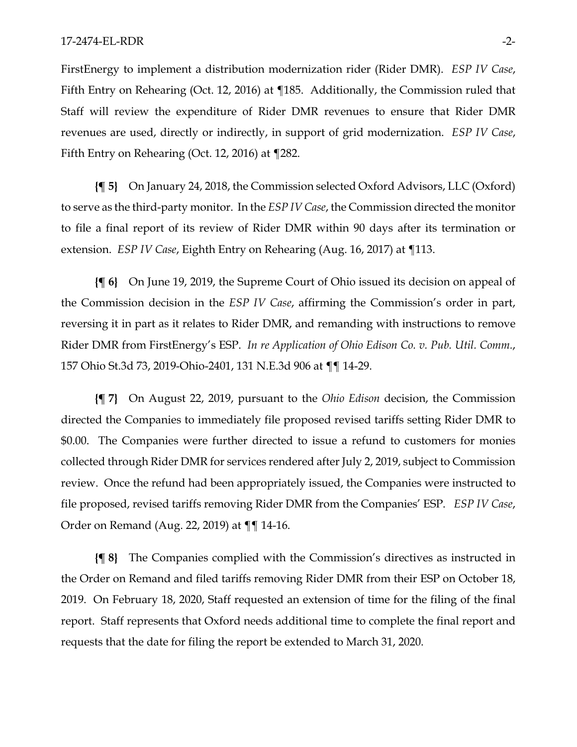FirstEnergy to implement a distribution modernization rider (Rider DMR). *ESP IV Case*, Fifth Entry on Rehearing (Oct. 12, 2016) at ¶185. Additionally, the Commission ruled that Staff will review the expenditure of Rider DMR revenues to ensure that Rider DMR revenues are used, directly or indirectly, in support of grid modernization. *ESP IV Case*, Fifth Entry on Rehearing (Oct. 12, 2016) at ¶282.

**{¶ 5}** On January 24, 2018, the Commission selected Oxford Advisors, LLC (Oxford) to serve as the third-party monitor. In the *ESP IV Case*, the Commission directed the monitor to file a final report of its review of Rider DMR within 90 days after its termination or extension. *ESP IV Case*, Eighth Entry on Rehearing (Aug. 16, 2017) at ¶113.

**{¶ 6}** On June 19, 2019, the Supreme Court of Ohio issued its decision on appeal of the Commission decision in the *ESP IV Case*, affirming the Commission's order in part, reversing it in part as it relates to Rider DMR, and remanding with instructions to remove Rider DMR from FirstEnergy's ESP. *In re Application of Ohio Edison Co. v. Pub. Util. Comm.*, 157 Ohio St.3d 73, 2019-Ohio-2401, 131 N.E.3d 906 at ¶¶ 14-29.

**{¶ 7}** On August 22, 2019, pursuant to the *Ohio Edison* decision, the Commission directed the Companies to immediately file proposed revised tariffs setting Rider DMR to $0.00. The Companies were further directed to issue a refund to customers for monies collected through Rider DMR for services rendered after July 2, 2019, subject to Commission review. Once the refund had been appropriately issued, the Companies were instructed to file proposed, revised tariffs removing Rider DMR from the Companies' ESP. *ESP IV Case*, Order on Remand (Aug. 22, 2019) at ¶¶ 14-16.

**{¶ 8}** The Companies complied with the Commission's directives as instructed in the Order on Remand and filed tariffs removing Rider DMR from their ESP on October 18, 2019. On February 18, 2020, Staff requested an extension of time for the filing of the final report. Staff represents that Oxford needs additional time to complete the final report and requests that the date for filing the report be extended to March 31, 2020.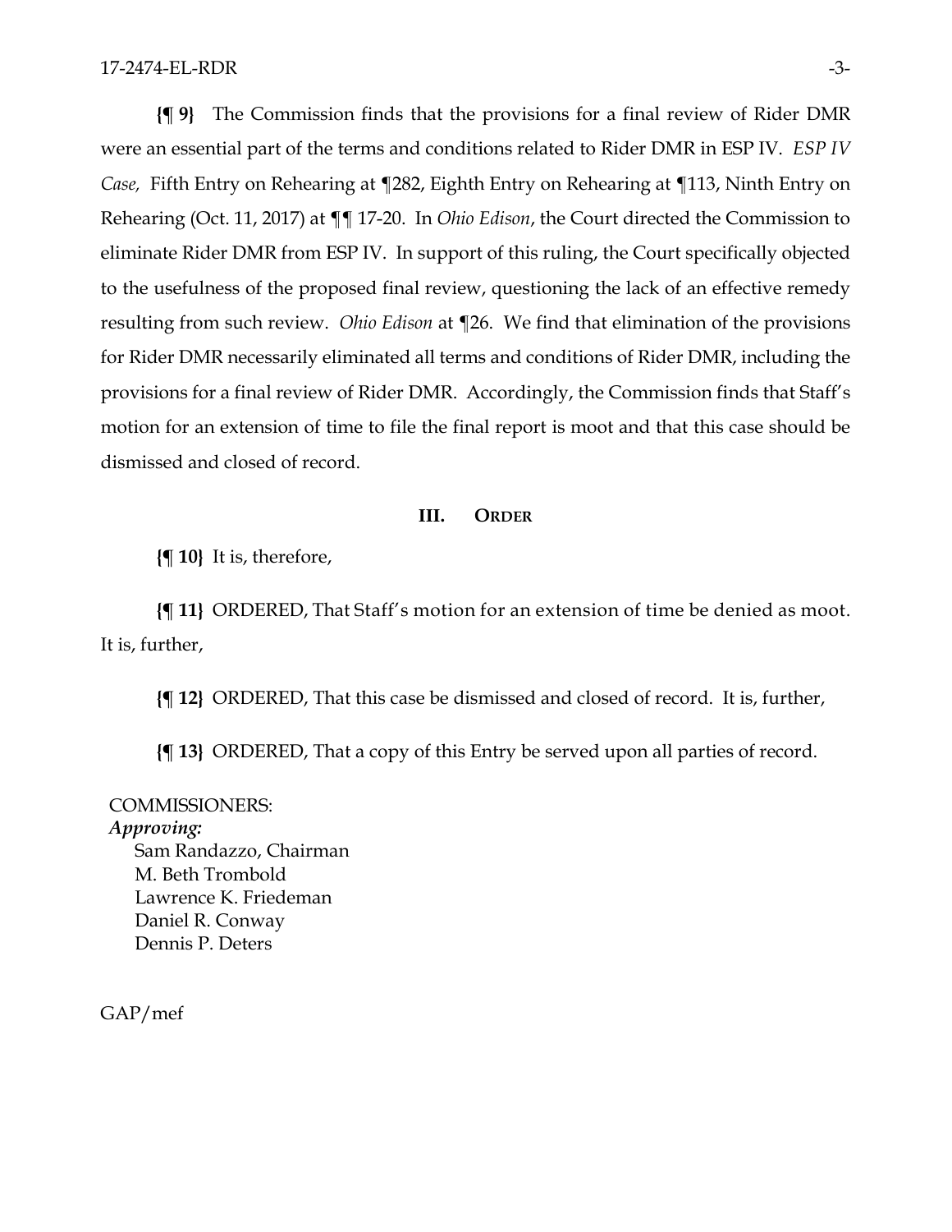**{¶ 9}** The Commission finds that the provisions for a final review of Rider DMR were an essential part of the terms and conditions related to Rider DMR in ESP IV. *ESP IV Case,* Fifth Entry on Rehearing at ¶282, Eighth Entry on Rehearing at ¶113, Ninth Entry on Rehearing (Oct. 11, 2017) at ¶¶ 17-20. In *Ohio Edison*, the Court directed the Commission to eliminate Rider DMR from ESP IV. In support of this ruling, the Court specifically objected to the usefulness of the proposed final review, questioning the lack of an effective remedy resulting from such review. *Ohio Edison* at ¶26. We find that elimination of the provisions for Rider DMR necessarily eliminated all terms and conditions of Rider DMR, including the provisions for a final review of Rider DMR. Accordingly, the Commission finds that Staff's motion for an extension of time to file the final report is moot and that this case should be dismissed and closed of record.

## III. ORDER

**{¶ 10}** It is, therefore,

**{¶ 11}** ORDERED, That Staff's motion for an extension of time be denied as moot. It is, further,

**{¶ 12}** ORDERED, That this case be dismissed and closed of record. It is, further,

**{¶ 13}** ORDERED, That a copy of this Entry be served upon all parties of record.

COMMISSIONERS:
*Approving:*
Sam Randazzo, Chairman
M. Beth Trombold
Lawrence K. Friedeman
Daniel R. Conway
Dennis P. Deters

GAP/mef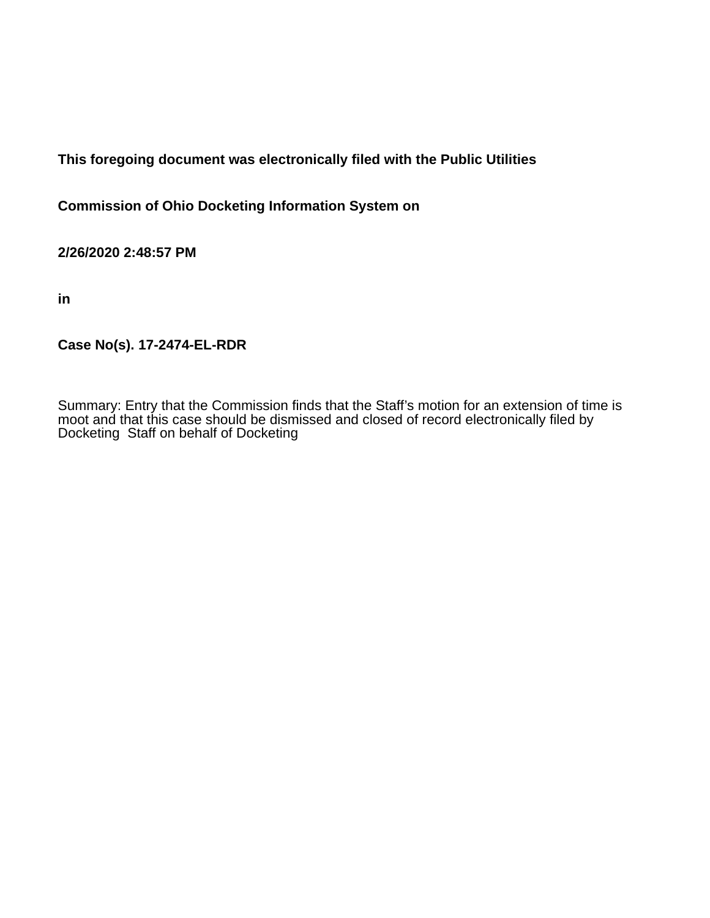**This foregoing document was electronically filed with the Public Utilities**

**Commission of Ohio Docketing Information System on**

**2/26/2020 2:48:57 PM**

**in**

**Case No(s). 17-2474-EL-RDR**

Summary: Entry that the Commission finds that the Staff's motion for an extension of time is moot and that this case should be dismissed and closed of record electronically filed by Docketing Staff on behalf of Docketing